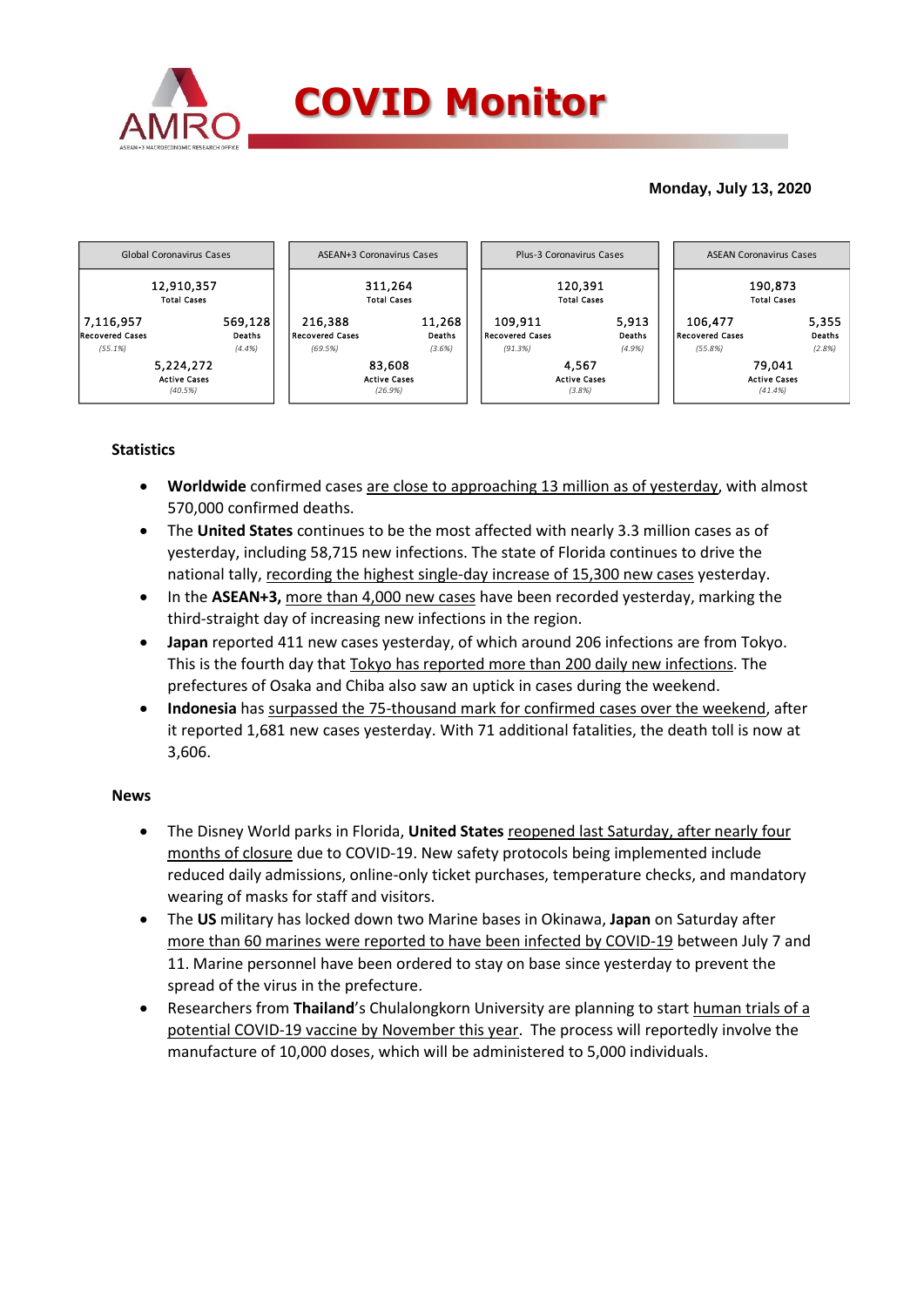# COVID Monitor

**Monday, July 13, 2020**

| Global Coronavirus Cases | | ASEAN+3 Coronavirus Cases | | Plus-3 Coronavirus Cases | | ASEAN Coronavirus Cases | |
|---|---|---|---|---|---|---|---|
| 12,910,357 Total Cases | | 311,264 Total Cases | | 120,391 Total Cases | | 190,873 Total Cases | |
| 7,116,957 Recovered Cases (55.1%) | 569,128 Deaths (4.4%) | 216,388 Recovered Cases (69.5%) | 11,268 Deaths (3.6%) | 109,911 Recovered Cases (91.3%) | 5,913 Deaths (4.9%) | 106,477 Recovered Cases (55.8%) | 5,355 Deaths (2.8%) |
| 5,224,272 Active Cases (40.5%) | | 83,608 Active Cases (26.9%) | | 4,567 Active Cases (3.8%) | | 79,041 Active Cases (41.4%) | |

## Statistics

- **Worldwide** confirmed cases are close to approaching 13 million as of yesterday, with almost 570,000 confirmed deaths.
- The **United States** continues to be the most affected with nearly 3.3 million cases as of yesterday, including 58,715 new infections. The state of Florida continues to drive the national tally, recording the highest single-day increase of 15,300 new cases yesterday.
- In the **ASEAN+3,** more than 4,000 new cases have been recorded yesterday, marking the third-straight day of increasing new infections in the region.
- **Japan** reported 411 new cases yesterday, of which around 206 infections are from Tokyo. This is the fourth day that Tokyo has reported more than 200 daily new infections. The prefectures of Osaka and Chiba also saw an uptick in cases during the weekend.
- **Indonesia** has surpassed the 75-thousand mark for confirmed cases over the weekend, after it reported 1,681 new cases yesterday. With 71 additional fatalities, the death toll is now at 3,606.

## News

- The Disney World parks in Florida, **United States** reopened last Saturday, after nearly four months of closure due to COVID-19. New safety protocols being implemented include reduced daily admissions, online-only ticket purchases, temperature checks, and mandatory wearing of masks for staff and visitors.
- The **US** military has locked down two Marine bases in Okinawa, **Japan** on Saturday after more than 60 marines were reported to have been infected by COVID-19 between July 7 and 11. Marine personnel have been ordered to stay on base since yesterday to prevent the spread of the virus in the prefecture.
- Researchers from **Thailand**'s Chulalongkorn University are planning to start human trials of a potential COVID-19 vaccine by November this year. The process will reportedly involve the manufacture of 10,000 doses, which will be administered to 5,000 individuals.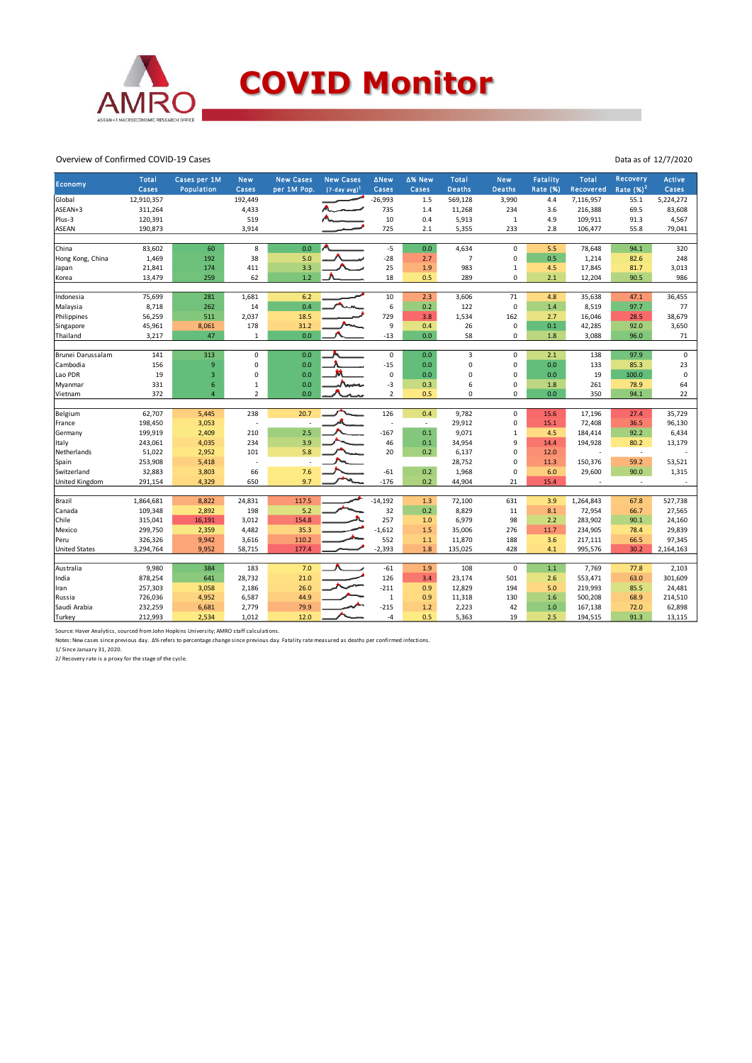# COVID Monitor

Overview of Confirmed COVID-19 Cases

Data as of 12/7/2020

| Economy | Total Cases | Cases per 1M Population | New Cases | New Cases per 1M Pop. | New Cases (7-day avg)[1] | ΔNew Cases | Δ% New Cases | Total Deaths | New Deaths | Fatality Rate (%) | Total Recovered | Recovery Rate (%)[2] | Active Cases |
|---|---|---|---|---|---|---|---|---|---|---|---|---|---|
| Global | 12,910,357 | | 192,449 | | | -26,993 | 1.5 | 569,128 | 3,990 | 4.4 | 7,116,957 | 55.1 | 5,224,272 |
| ASEAN+3 | 311,264 | | 4,433 | | | 735 | 1.4 | 11,268 | 234 | 3.6 | 216,388 | 69.5 | 83,608 |
| Plus-3 | 120,391 | | 519 | | | 10 | 0.4 | 5,913 | 1 | 4.9 | 109,911 | 91.3 | 4,567 |
| ASEAN | 190,873 | | 3,914 | | | 725 | 2.1 | 5,355 | 233 | 2.8 | 106,477 | 55.8 | 79,041 |
| | | | | | | | | | | | | | |
| China | 83,602 | 60 | 8 | 0.0 | | -5 | 0.0 | 4,634 | 0 | 5.5 | 78,648 | 94.1 | 320 |
| Hong Kong, China | 1,469 | 192 | 38 | 5.0 | | -28 | 2.7 | 7 | 0 | 0.5 | 1,214 | 82.6 | 248 |
| Japan | 21,841 | 174 | 411 | 3.3 | | 25 | 1.9 | 983 | 1 | 4.5 | 17,845 | 81.7 | 3,013 |
| Korea | 13,479 | 259 | 62 | 1.2 | | 18 | 0.5 | 289 | 0 | 2.1 | 12,204 | 90.5 | 986 |
| | | | | | | | | | | | | | |
| Indonesia | 75,699 | 281 | 1,681 | 6.2 | | 10 | 2.3 | 3,606 | 71 | 4.8 | 35,638 | 47.1 | 36,455 |
| Malaysia | 8,718 | 262 | 14 | 0.4 | | 6 | 0.2 | 122 | 0 | 1.4 | 8,519 | 97.7 | 77 |
| Philippines | 56,259 | 511 | 2,037 | 18.5 | | 729 | 3.8 | 1,534 | 162 | 2.7 | 16,046 | 28.5 | 38,679 |
| Singapore | 45,961 | 8,061 | 178 | 31.2 | | 9 | 0.4 | 26 | 0 | 0.1 | 42,285 | 92.0 | 3,650 |
| Thailand | 3,217 | 47 | 1 | 0.0 | | -13 | 0.0 | 58 | 0 | 1.8 | 3,088 | 96.0 | 71 |
| | | | | | | | | | | | | | |
| Brunei Darussalam | 141 | 313 | 0 | 0.0 | | 0 | 0.0 | 3 | 0 | 2.1 | 138 | 97.9 | 0 |
| Cambodia | 156 | 9 | 0 | 0.0 | | -15 | 0.0 | 0 | 0 | 0.0 | 133 | 85.3 | 23 |
| Lao PDR | 19 | 3 | 0 | 0.0 | | 0 | 0.0 | 0 | 0 | 0.0 | 19 | 100.0 | 0 |
| Myanmar | 331 | 6 | 1 | 0.0 | | -3 | 0.3 | 6 | 0 | 1.8 | 261 | 78.9 | 64 |
| Vietnam | 372 | 4 | 2 | 0.0 | | 2 | 0.5 | 0 | 0 | 0.0 | 350 | 94.1 | 22 |
| | | | | | | | | | | | | | |
| Belgium | 62,707 | 5,445 | 238 | 20.7 | | 126 | 0.4 | 9,782 | 0 | 15.6 | 17,196 | 27.4 | 35,729 |
| France | 198,450 | 3,053 | - | - | | - | - | 29,912 | 0 | 15.1 | 72,408 | 36.5 | 96,130 |
| Germany | 199,919 | 2,409 | 210 | 2.5 | | -167 | 0.1 | 9,071 | 1 | 4.5 | 184,414 | 92.2 | 6,434 |
| Italy | 243,061 | 4,035 | 234 | 3.9 | | 46 | 0.1 | 34,954 | 9 | 14.4 | 194,928 | 80.2 | 13,179 |
| Netherlands | 51,022 | 2,952 | 101 | 5.8 | | 20 | 0.2 | 6,137 | 0 | 12.0 | - | - | - |
| Spain | 253,908 | 5,418 | - | - | | | | 28,752 | 0 | 11.3 | 150,376 | 59.2 | 53,521 |
| Switzerland | 32,883 | 3,803 | 66 | 7.6 | | -61 | 0.2 | 1,968 | 0 | 6.0 | 29,600 | 90.0 | 1,315 |
| United Kingdom | 291,154 | 4,329 | 650 | 9.7 | | -176 | 0.2 | 44,904 | 21 | 15.4 | - | - | - |
| | | | | | | | | | | | | | |
| Brazil | 1,864,681 | 8,822 | 24,831 | 117.5 | | -14,192 | 1.3 | 72,100 | 631 | 3.9 | 1,264,843 | 67.8 | 527,738 |
| Canada | 109,348 | 2,892 | 198 | 5.2 | | 32 | 0.2 | 8,829 | 11 | 8.1 | 72,954 | 66.7 | 27,565 |
| Chile | 315,041 | 16,191 | 3,012 | 154.8 | | 257 | 1.0 | 6,979 | 98 | 2.2 | 283,902 | 90.1 | 24,160 |
| Mexico | 299,750 | 2,359 | 4,482 | 35.3 | | -1,612 | 1.5 | 35,006 | 276 | 11.7 | 234,905 | 78.4 | 29,839 |
| Peru | 326,326 | 9,942 | 3,616 | 110.2 | | 552 | 1.1 | 11,870 | 188 | 3.6 | 217,111 | 66.5 | 97,345 |
| United States | 3,294,764 | 9,952 | 58,715 | 177.4 | | -2,393 | 1.8 | 135,025 | 428 | 4.1 | 995,576 | 30.2 | 2,164,163 |
| | | | | | | | | | | | | | |
| Australia | 9,980 | 384 | 183 | 7.0 | | -61 | 1.9 | 108 | 0 | 1.1 | 7,769 | 77.8 | 2,103 |
| India | 878,254 | 641 | 28,732 | 21.0 | | 126 | 3.4 | 23,174 | 501 | 2.6 | 553,471 | 63.0 | 301,609 |
| Iran | 257,303 | 3,058 | 2,186 | 26.0 | | -211 | 0.9 | 12,829 | 194 | 5.0 | 219,993 | 85.5 | 24,481 |
| Russia | 726,036 | 4,952 | 6,587 | 44.9 | | 1 | 0.9 | 11,318 | 130 | 1.6 | 500,208 | 68.9 | 214,510 |
| Saudi Arabia | 232,259 | 6,681 | 2,779 | 79.9 | | -215 | 1.2 | 2,223 | 42 | 1.0 | 167,138 | 72.0 | 62,898 |
| Turkey | 212,993 | 2,534 | 1,012 | 12.0 | | -4 | 0.5 | 5,363 | 19 | 2.5 | 194,515 | 91.3 | 13,115 |

Source: Haver Analytics, sourced from John Hopkins University; AMRO staff calculations.

Notes: New cases since previous day. Δ% refers to percentage change since previous day. Fatality rate measured as deaths per confirmed infections.

1/ Since January 31, 2020.

2/ Recovery rate is a proxy for the stage of the cycle.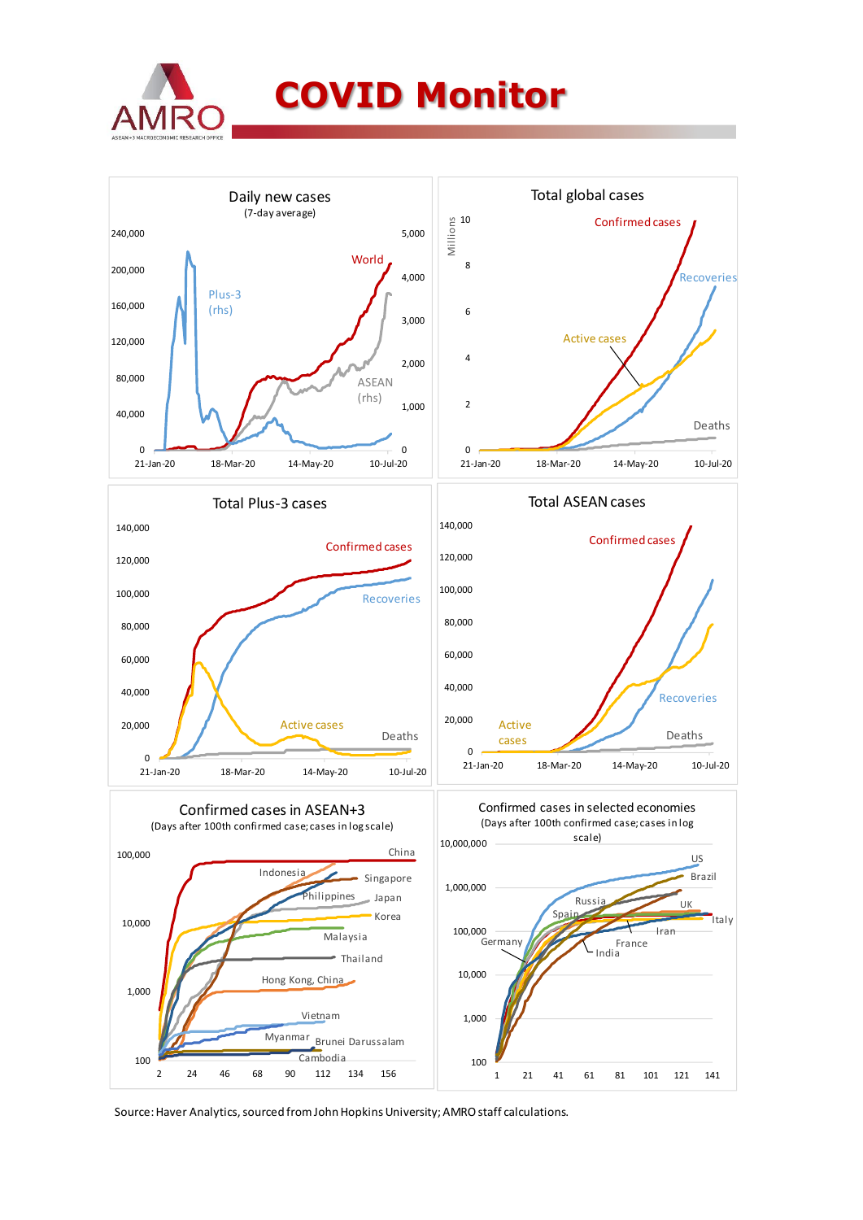# COVID Monitor

AMRO
ASEAN+3 MACROECONOMIC RESEARCH OFFICE

## Daily new cases
(7-day average)

240,000
200,000
160,000
120,000
80,000
40,000
0

5,000
4,000
3,000
2,000
1,000
0

World
Plus-3 (rhs)
ASEAN (rhs)

21-Jan-20
18-Mar-20
14-May-20
10-Jul-20

## Total global cases

Millions
10
8
6
4
2
0

Confirmed cases
Recoveries
Active cases
Deaths

21-Jan-20
18-Mar-20
14-May-20
10-Jul-20

## Total Plus-3 cases

140,000
120,000
100,000
80,000
60,000
40,000
20,000
0

Confirmed cases
Recoveries
Active cases
Deaths

21-Jan-20
18-Mar-20
14-May-20
10-Jul-20

## Total ASEAN cases

140,000
120,000
100,000
80,000
60,000
40,000
20,000
0

Confirmed cases
Recoveries
Active cases
Deaths

21-Jan-20
18-Mar-20
14-May-20
10-Jul-20

## Confirmed cases in ASEAN+3
(Days after 100th confirmed case; cases in log scale)

100,000
10,000
1,000
100

China
Indonesia
Singapore
Philippines
Japan
Korea
Malaysia
Thailand
Hong Kong, China
Vietnam
Myanmar
Brunei Darussalam
Cambodia

2
24
46
68
90
112
134
156

## Confirmed cases in selected economies
(Days after 100th confirmed case; cases in log scale)

10,000,000
1,000,000
100,000
10,000
1,000
100

US
Brazil
Russia
Spain
UK
Italy
Iran
Germany
France
India

1
21
41
61
81
101
121
141

Source: Haver Analytics, sourced from John Hopkins University; AMRO staff calculations.